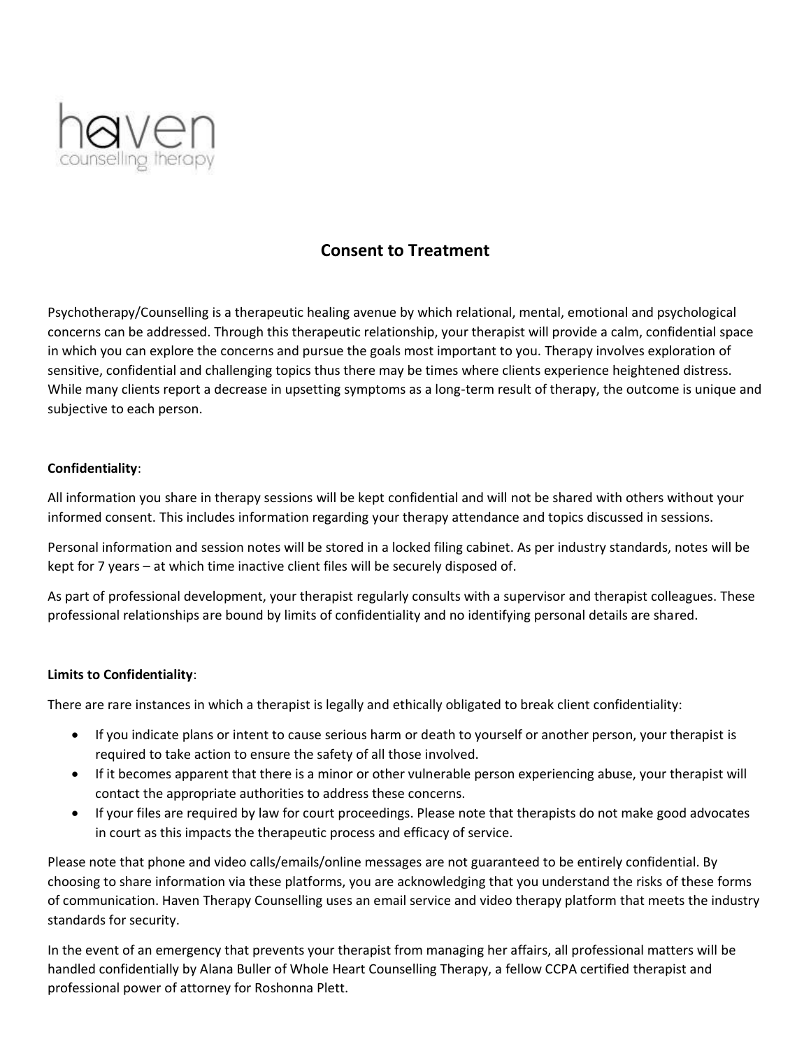haven
counselling therapy

# Consent to Treatment

Psychotherapy/Counselling is a therapeutic healing avenue by which relational, mental, emotional and psychological concerns can be addressed. Through this therapeutic relationship, your therapist will provide a calm, confidential space in which you can explore the concerns and pursue the goals most important to you. Therapy involves exploration of sensitive, confidential and challenging topics thus there may be times where clients experience heightened distress. While many clients report a decrease in upsetting symptoms as a long-term result of therapy, the outcome is unique and subjective to each person.

**Confidentiality**:

All information you share in therapy sessions will be kept confidential and will not be shared with others without your informed consent. This includes information regarding your therapy attendance and topics discussed in sessions.

Personal information and session notes will be stored in a locked filing cabinet. As per industry standards, notes will be kept for 7 years – at which time inactive client files will be securely disposed of.

As part of professional development, your therapist regularly consults with a supervisor and therapist colleagues. These professional relationships are bound by limits of confidentiality and no identifying personal details are shared.

**Limits to Confidentiality**:

There are rare instances in which a therapist is legally and ethically obligated to break client confidentiality:

- If you indicate plans or intent to cause serious harm or death to yourself or another person, your therapist is required to take action to ensure the safety of all those involved.
- If it becomes apparent that there is a minor or other vulnerable person experiencing abuse, your therapist will contact the appropriate authorities to address these concerns.
- If your files are required by law for court proceedings. Please note that therapists do not make good advocates in court as this impacts the therapeutic process and efficacy of service.

Please note that phone and video calls/emails/online messages are not guaranteed to be entirely confidential. By choosing to share information via these platforms, you are acknowledging that you understand the risks of these forms of communication. Haven Therapy Counselling uses an email service and video therapy platform that meets the industry standards for security.

In the event of an emergency that prevents your therapist from managing her affairs, all professional matters will be handled confidentially by Alana Buller of Whole Heart Counselling Therapy, a fellow CCPA certified therapist and professional power of attorney for Roshonna Plett.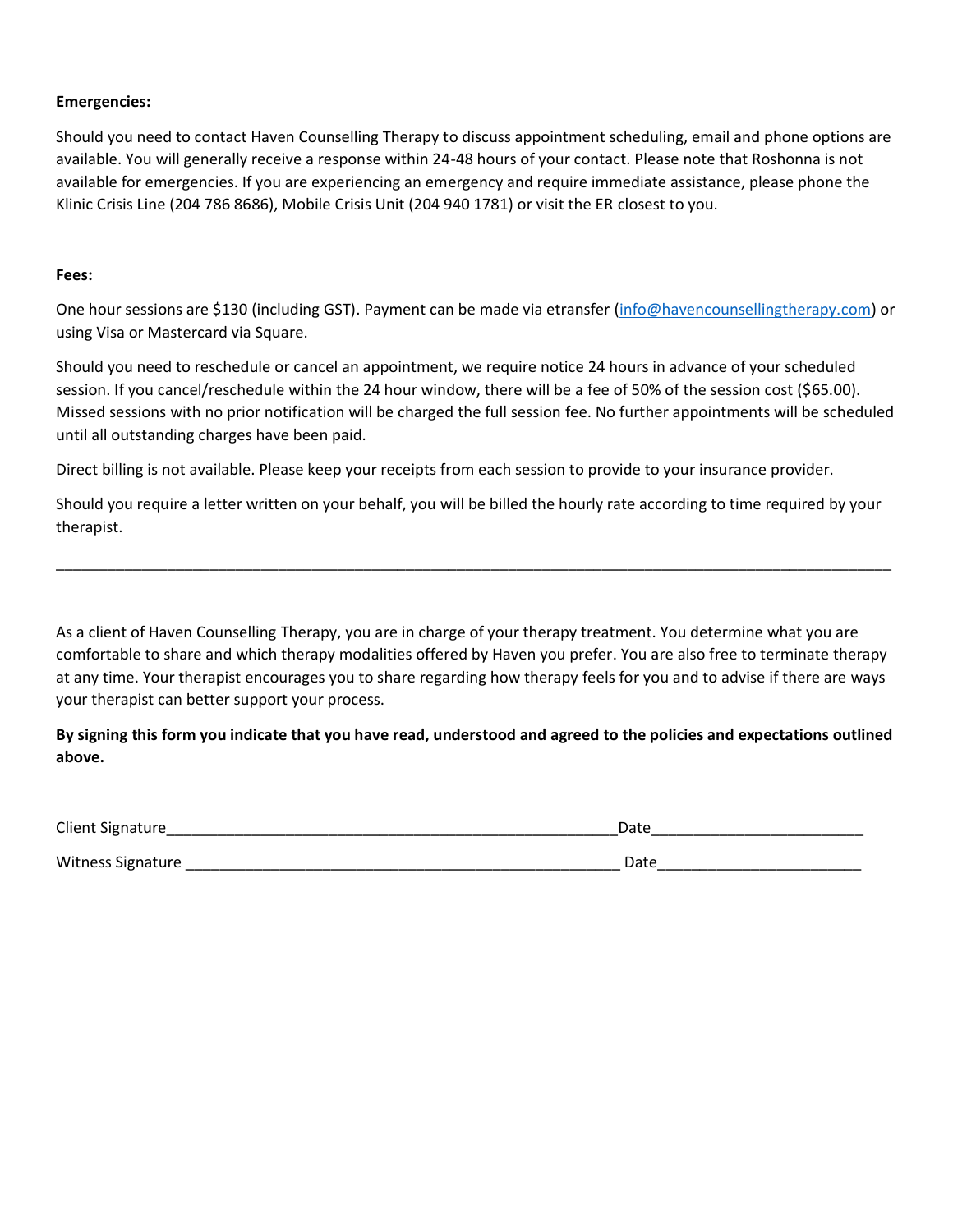**Emergencies:**

Should you need to contact Haven Counselling Therapy to discuss appointment scheduling, email and phone options are available. You will generally receive a response within 24-48 hours of your contact. Please note that Roshonna is not available for emergencies. If you are experiencing an emergency and require immediate assistance, please phone the Klinic Crisis Line (204 786 8686), Mobile Crisis Unit (204 940 1781) or visit the ER closest to you.

**Fees:**

One hour sessions are $130 (including GST). Payment can be made via etransfer (info@havencounsellingtherapy.com) or using Visa or Mastercard via Square.

Should you need to reschedule or cancel an appointment, we require notice 24 hours in advance of your scheduled session. If you cancel/reschedule within the 24 hour window, there will be a fee of 50% of the session cost ($65.00). Missed sessions with no prior notification will be charged the full session fee. No further appointments will be scheduled until all outstanding charges have been paid.

Direct billing is not available. Please keep your receipts from each session to provide to your insurance provider.

Should you require a letter written on your behalf, you will be billed the hourly rate according to time required by your therapist.

---

As a client of Haven Counselling Therapy, you are in charge of your therapy treatment. You determine what you are comfortable to share and which therapy modalities offered by Haven you prefer. You are also free to terminate therapy at any time. Your therapist encourages you to share regarding how therapy feels for you and to advise if there are ways your therapist can better support your process.

**By signing this form you indicate that you have read, understood and agreed to the policies and expectations outlined above.**

Client Signature_____________________________________________________Date________________________

Witness Signature ___________________________________________________ Date________________________